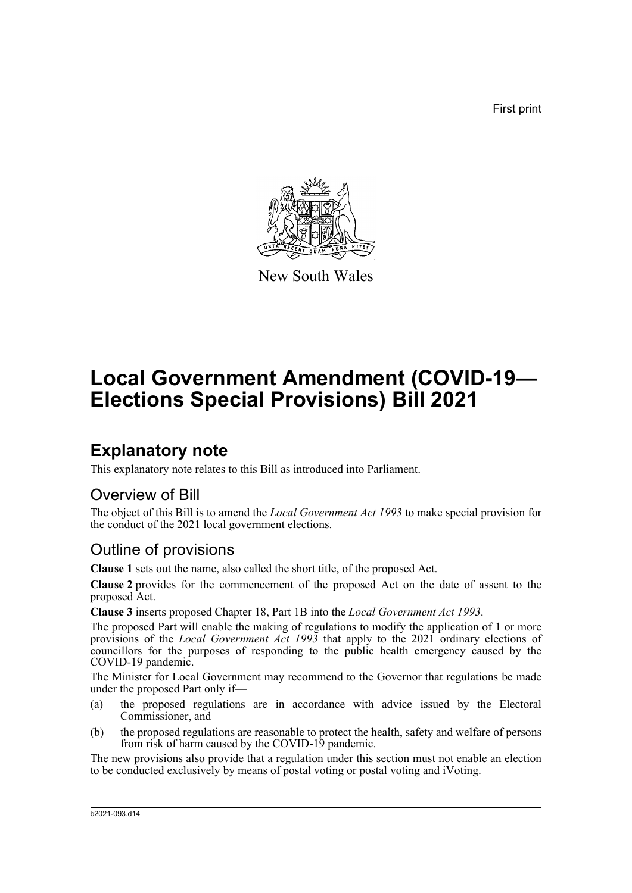First print

New South Wales

# Local Government Amendment (COVID-19—Elections Special Provisions) Bill 2021

## Explanatory note

This explanatory note relates to this Bill as introduced into Parliament.

### Overview of Bill

The object of this Bill is to amend the *Local Government Act 1993* to make special provision for the conduct of the 2021 local government elections.

### Outline of provisions

**Clause 1** sets out the name, also called the short title, of the proposed Act.

**Clause 2** provides for the commencement of the proposed Act on the date of assent to the proposed Act.

**Clause 3** inserts proposed Chapter 18, Part 1B into the *Local Government Act 1993*.

The proposed Part will enable the making of regulations to modify the application of 1 or more provisions of the *Local Government Act 1993* that apply to the 2021 ordinary elections of councillors for the purposes of responding to the public health emergency caused by the COVID-19 pandemic.

The Minister for Local Government may recommend to the Governor that regulations be made under the proposed Part only if—

(a) the proposed regulations are in accordance with advice issued by the Electoral Commissioner, and

(b) the proposed regulations are reasonable to protect the health, safety and welfare of persons from risk of harm caused by the COVID-19 pandemic.

The new provisions also provide that a regulation under this section must not enable an election to be conducted exclusively by means of postal voting or postal voting and iVoting.

b2021-093.d14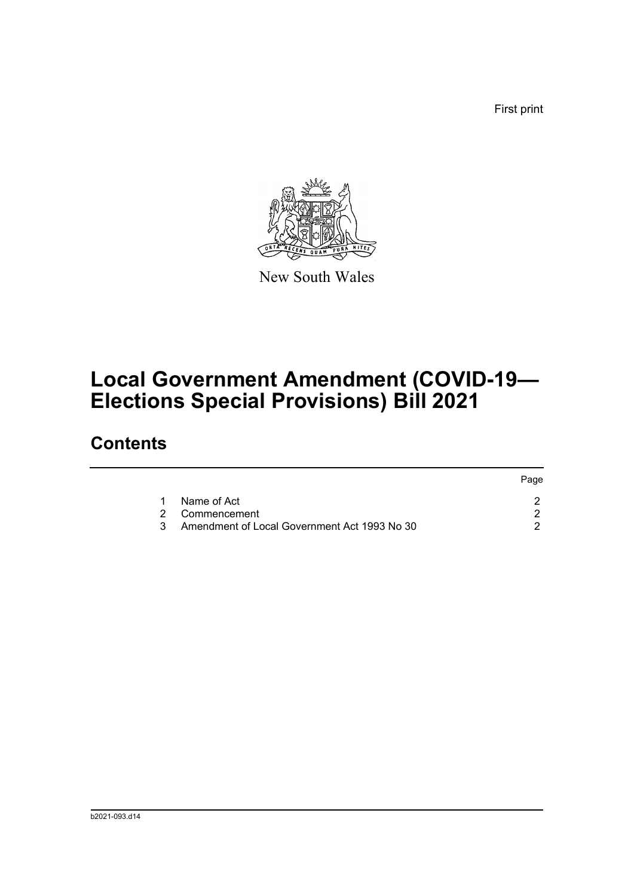First print

New South Wales

# Local Government Amendment (COVID-19—Elections Special Provisions) Bill 2021

## Contents

| | | Page |
|---|---|---|
| 1 | Name of Act | 2 |
| 2 | Commencement | 2 |
| 3 | Amendment of Local Government Act 1993 No 30 | 2 |

b2021-093.d14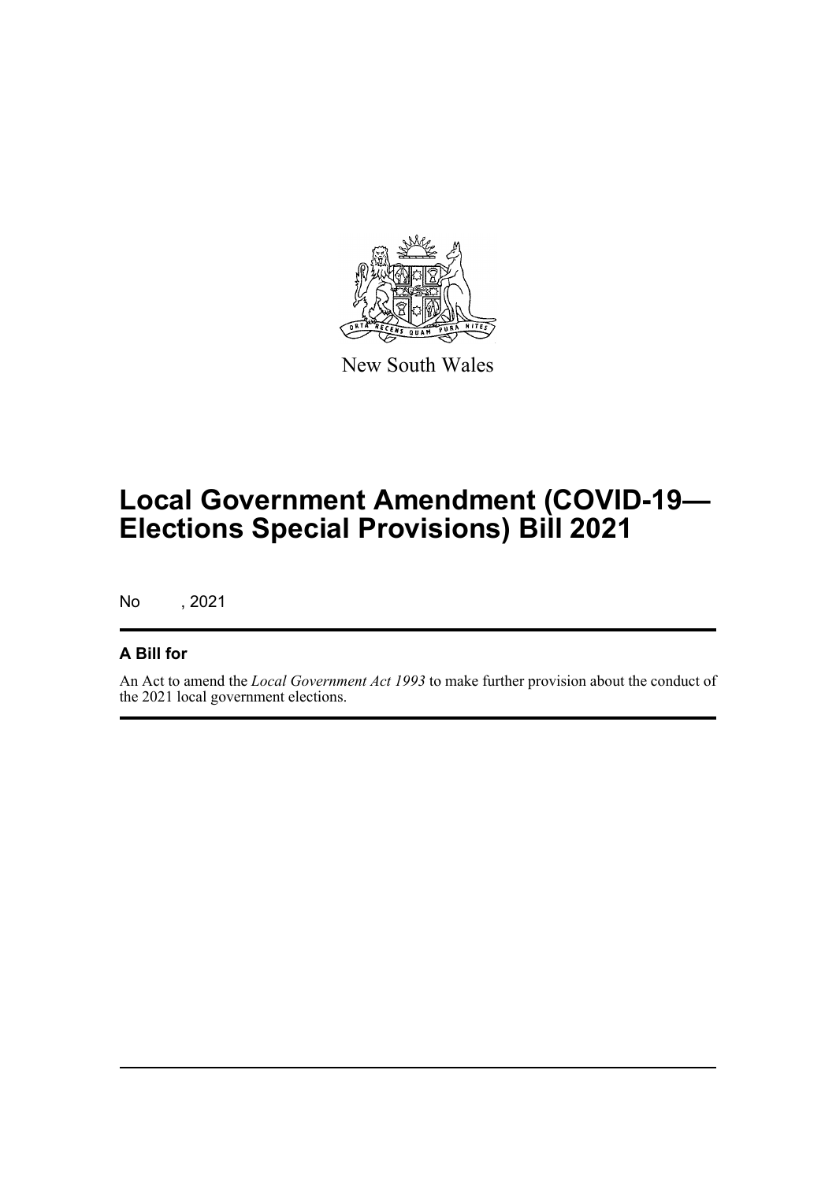New South Wales

# Local Government Amendment (COVID-19—Elections Special Provisions) Bill 2021

No , 2021

## A Bill for

An Act to amend the *Local Government Act 1993* to make further provision about the conduct of the 2021 local government elections.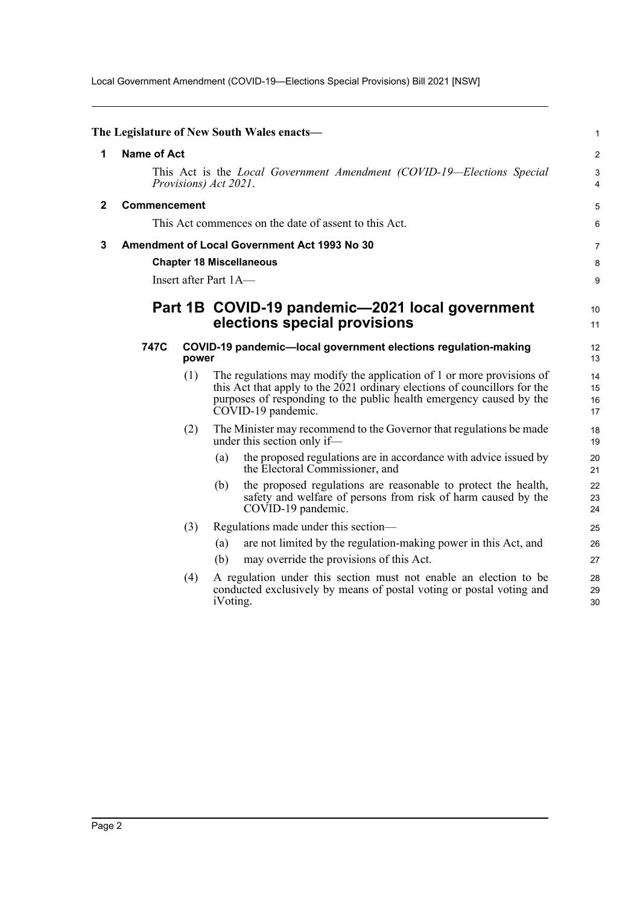The Legislature of New South Wales enacts—

## 1 Name of Act

This Act is the *Local Government Amendment (COVID-19—Elections Special Provisions) Act 2021*.

## 2 Commencement

This Act commences on the date of assent to this Act.

## 3 Amendment of Local Government Act 1993 No 30

**Chapter 18 Miscellaneous**

Insert after Part 1A—

# Part 1B COVID-19 pandemic—2021 local government elections special provisions

### 747C COVID-19 pandemic—local government elections regulation-making power

(1) The regulations may modify the application of 1 or more provisions of this Act that apply to the 2021 ordinary elections of councillors for the purposes of responding to the public health emergency caused by the COVID-19 pandemic.

(2) The Minister may recommend to the Governor that regulations be made under this section only if—

  (a) the proposed regulations are in accordance with advice issued by the Electoral Commissioner, and

  (b) the proposed regulations are reasonable to protect the health, safety and welfare of persons from risk of harm caused by the COVID-19 pandemic.

(3) Regulations made under this section—

  (a) are not limited by the regulation-making power in this Act, and

  (b) may override the provisions of this Act.

(4) A regulation under this section must not enable an election to be conducted exclusively by means of postal voting or postal voting and iVoting.